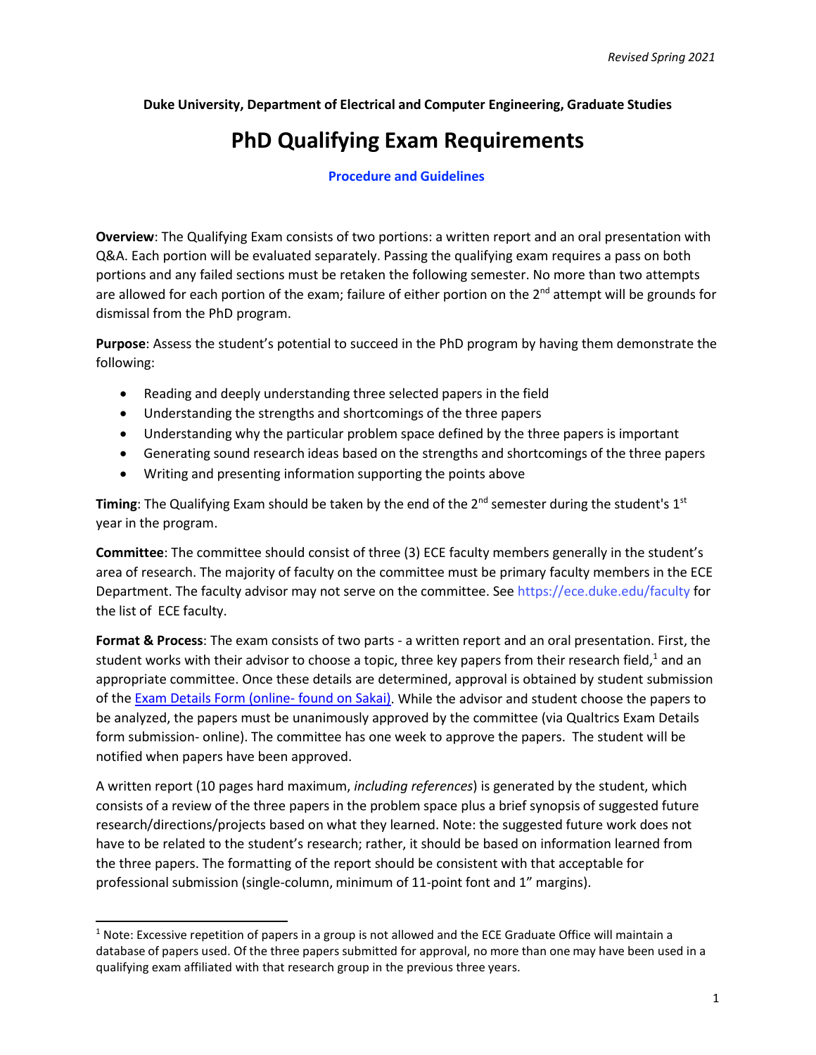*Revised Spring 2021*

**Duke University, Department of Electrical and Computer Engineering, Graduate Studies**

# PhD Qualifying Exam Requirements

**Procedure and Guidelines**

**Overview**: The Qualifying Exam consists of two portions: a written report and an oral presentation with Q&A. Each portion will be evaluated separately. Passing the qualifying exam requires a pass on both portions and any failed sections must be retaken the following semester. No more than two attempts are allowed for each portion of the exam; failure of either portion on the 2nd attempt will be grounds for dismissal from the PhD program.

**Purpose**: Assess the student's potential to succeed in the PhD program by having them demonstrate the following:

- Reading and deeply understanding three selected papers in the field
- Understanding the strengths and shortcomings of the three papers
- Understanding why the particular problem space defined by the three papers is important
- Generating sound research ideas based on the strengths and shortcomings of the three papers
- Writing and presenting information supporting the points above

**Timing**: The Qualifying Exam should be taken by the end of the 2nd semester during the student's 1st year in the program.

**Committee**: The committee should consist of three (3) ECE faculty members generally in the student's area of research. The majority of faculty on the committee must be primary faculty members in the ECE Department. The faculty advisor may not serve on the committee. See https://ece.duke.edu/faculty for the list of ECE faculty.

**Format & Process**: The exam consists of two parts - a written report and an oral presentation. First, the student works with their advisor to choose a topic, three key papers from their research field,[1] and an appropriate committee. Once these details are determined, approval is obtained by student submission of the Exam Details Form (online- found on Sakai). While the advisor and student choose the papers to be analyzed, the papers must be unanimously approved by the committee (via Qualtrics Exam Details form submission- online). The committee has one week to approve the papers. The student will be notified when papers have been approved.

A written report (10 pages hard maximum, *including references*) is generated by the student, which consists of a review of the three papers in the problem space plus a brief synopsis of suggested future research/directions/projects based on what they learned. Note: the suggested future work does not have to be related to the student's research; rather, it should be based on information learned from the three papers. The formatting of the report should be consistent with that acceptable for professional submission (single-column, minimum of 11-point font and 1" margins).

---

[1] Note: Excessive repetition of papers in a group is not allowed and the ECE Graduate Office will maintain a database of papers used. Of the three papers submitted for approval, no more than one may have been used in a qualifying exam affiliated with that research group in the previous three years.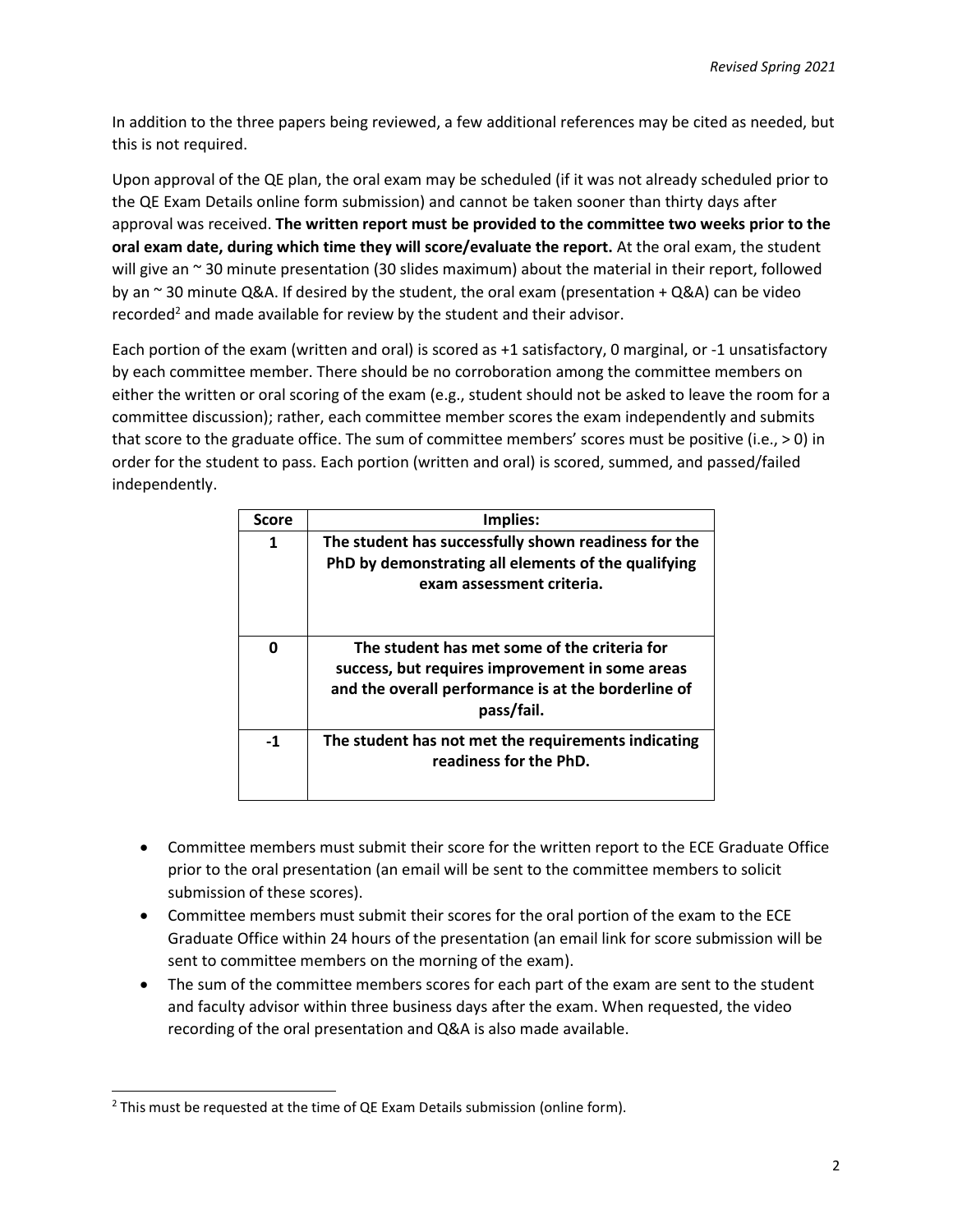In addition to the three papers being reviewed, a few additional references may be cited as needed, but this is not required.

Upon approval of the QE plan, the oral exam may be scheduled (if it was not already scheduled prior to the QE Exam Details online form submission) and cannot be taken sooner than thirty days after approval was received. **The written report must be provided to the committee two weeks prior to the oral exam date, during which time they will score/evaluate the report.** At the oral exam, the student will give an ~ 30 minute presentation (30 slides maximum) about the material in their report, followed by an ~ 30 minute Q&A. If desired by the student, the oral exam (presentation + Q&A) can be video recorded[2] and made available for review by the student and their advisor.

Each portion of the exam (written and oral) is scored as +1 satisfactory, 0 marginal, or -1 unsatisfactory by each committee member. There should be no corroboration among the committee members on either the written or oral scoring of the exam (e.g., student should not be asked to leave the room for a committee discussion); rather, each committee member scores the exam independently and submits that score to the graduate office. The sum of committee members' scores must be positive (i.e., > 0) in order for the student to pass. Each portion (written and oral) is scored, summed, and passed/failed independently.

| Score | Implies: |
|---|---|
| **1** | **The student has successfully shown readiness for the PhD by demonstrating all elements of the qualifying exam assessment criteria.** |
| **0** | **The student has met some of the criteria for success, but requires improvement in some areas and the overall performance is at the borderline of pass/fail.** |
| **-1** | **The student has not met the requirements indicating readiness for the PhD.** |

- Committee members must submit their score for the written report to the ECE Graduate Office prior to the oral presentation (an email will be sent to the committee members to solicit submission of these scores).
- Committee members must submit their scores for the oral portion of the exam to the ECE Graduate Office within 24 hours of the presentation (an email link for score submission will be sent to committee members on the morning of the exam).
- The sum of the committee members scores for each part of the exam are sent to the student and faculty advisor within three business days after the exam. When requested, the video recording of the oral presentation and Q&A is also made available.

[2] This must be requested at the time of QE Exam Details submission (online form).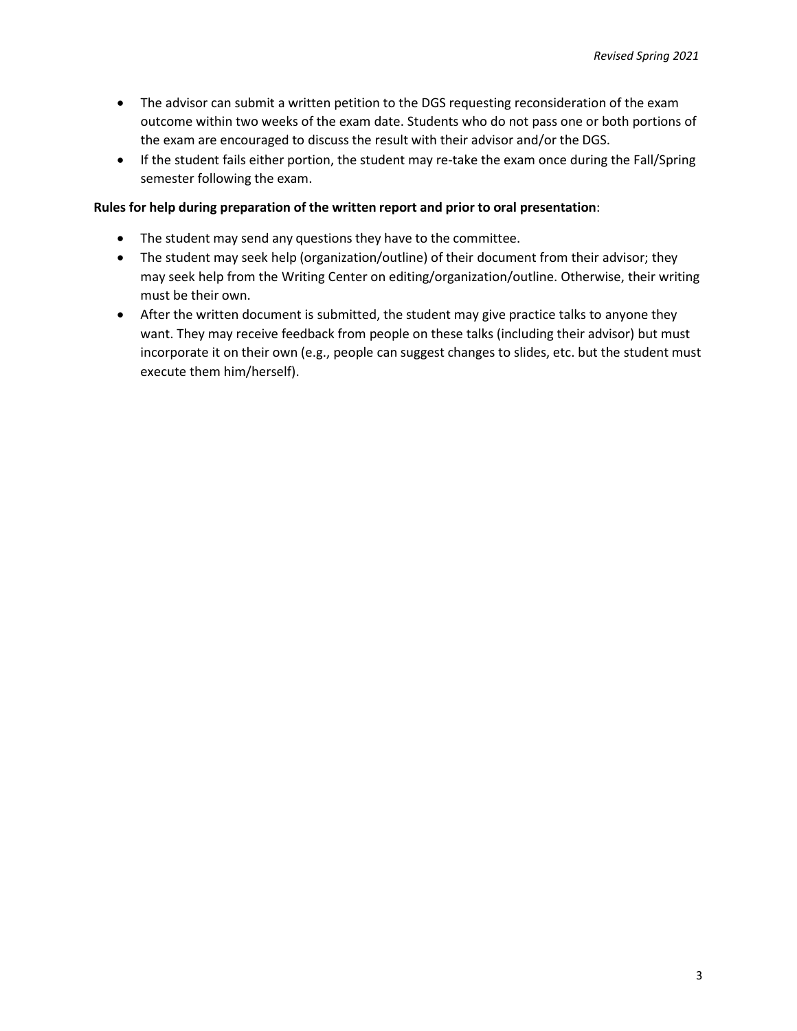- The advisor can submit a written petition to the DGS requesting reconsideration of the exam outcome within two weeks of the exam date. Students who do not pass one or both portions of the exam are encouraged to discuss the result with their advisor and/or the DGS.
- If the student fails either portion, the student may re-take the exam once during the Fall/Spring semester following the exam.

**Rules for help during preparation of the written report and prior to oral presentation**:

- The student may send any questions they have to the committee.
- The student may seek help (organization/outline) of their document from their advisor; they may seek help from the Writing Center on editing/organization/outline. Otherwise, their writing must be their own.
- After the written document is submitted, the student may give practice talks to anyone they want. They may receive feedback from people on these talks (including their advisor) but must incorporate it on their own (e.g., people can suggest changes to slides, etc. but the student must execute them him/herself).